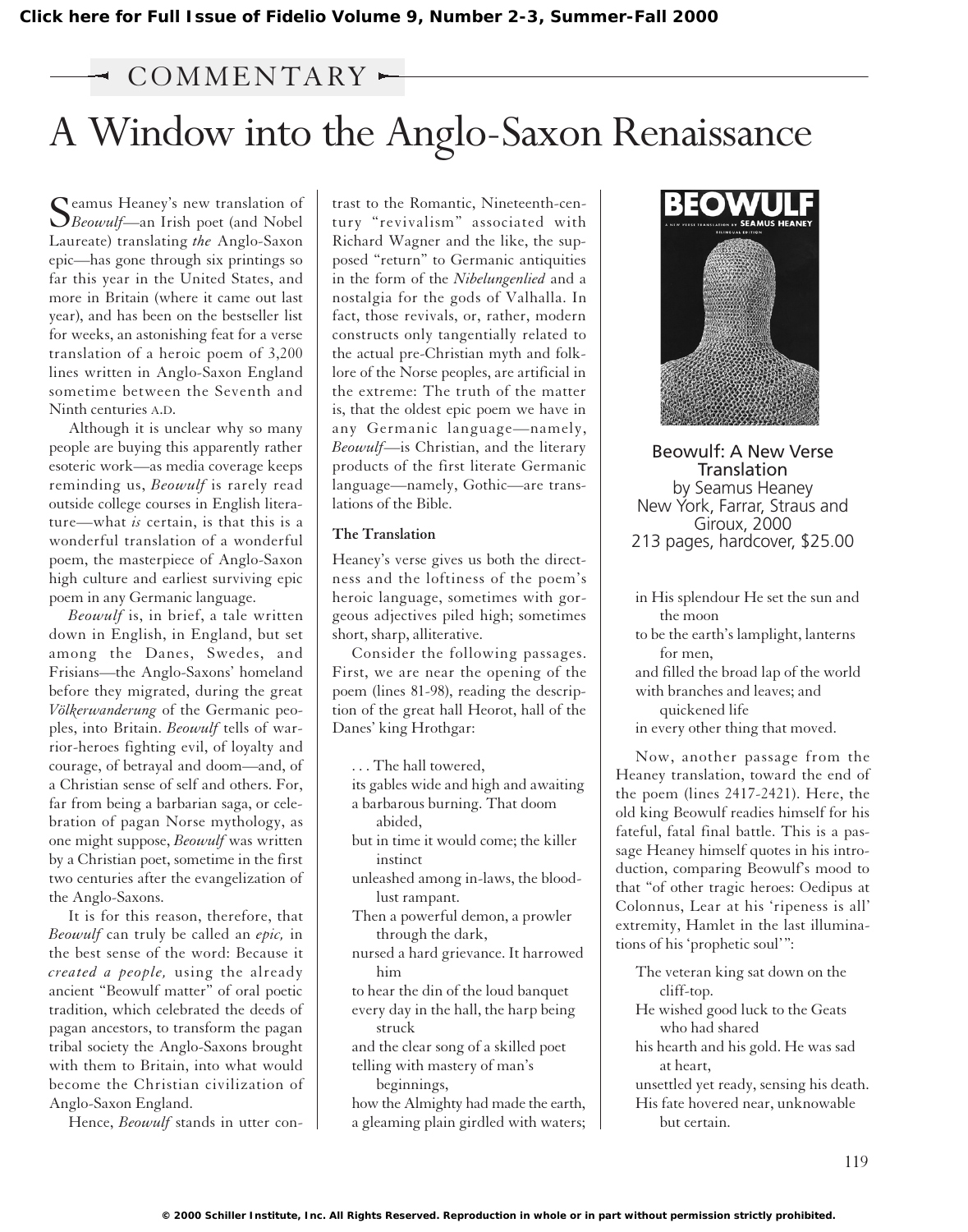Click here for Full Issue of Fidelio Volume 9, Number 2-3, Summer-Fall 2000

COMMENTARY

# A Window into the Anglo-Saxon Renaissance

Seamus Heaney's new translation of *Beowulf*—an Irish poet (and Nobel Laureate) translating *the* Anglo-Saxon epic—has gone through six printings so far this year in the United States, and more in Britain (where it came out last year), and has been on the bestseller list for weeks, an astonishing feat for a verse translation of a heroic poem of 3,200 lines written in Anglo-Saxon England sometime between the Seventh and Ninth centuries A.D.

Although it is unclear why so many people are buying this apparently rather esoteric work—as media coverage keeps reminding us, *Beowulf* is rarely read outside college courses in English literature—what *is* certain, is that this is a wonderful translation of a wonderful poem, the masterpiece of Anglo-Saxon high culture and earliest surviving epic poem in any Germanic language.

*Beowulf* is, in brief, a tale written down in English, in England, but set among the Danes, Swedes, and Frisians—the Anglo-Saxons' homeland before they migrated, during the great *Völkerwanderung* of the Germanic peoples, into Britain. *Beowulf* tells of warrior-heroes fighting evil, of loyalty and courage, of betrayal and doom—and, of a Christian sense of self and others. For, far from being a barbarian saga, or celebration of pagan Norse mythology, as one might suppose, *Beowulf* was written by a Christian poet, sometime in the first two centuries after the evangelization of the Anglo-Saxons.

It is for this reason, therefore, that *Beowulf* can truly be called an *epic,* in the best sense of the word: Because it *created a people,* using the already ancient "Beowulf matter" of oral poetic tradition, which celebrated the deeds of pagan ancestors, to transform the pagan tribal society the Anglo-Saxons brought with them to Britain, into what would become the Christian civilization of Anglo-Saxon England.

Hence, *Beowulf* stands in utter contrast to the Romantic, Nineteenth-century "revivalism" associated with Richard Wagner and the like, the supposed "return" to Germanic antiquities in the form of the *Nibelungenlied* and a nostalgia for the gods of Valhalla. In fact, those revivals, or, rather, modern constructs only tangentially related to the actual pre-Christian myth and folklore of the Norse peoples, are artificial in the extreme: The truth of the matter is, that the oldest epic poem we have in any Germanic language—namely, *Beowulf*—is Christian, and the literary products of the first literate Germanic language—namely, Gothic—are translations of the Bible.

### The Translation

Heaney's verse gives us both the directness and the loftiness of the poem's heroic language, sometimes with gorgeous adjectives piled high; sometimes short, sharp, alliterative.

Consider the following passages. First, we are near the opening of the poem (lines 81-98), reading the description of the great hall Heorot, hall of the Danes' king Hrothgar:

> . . . The hall towered,
> its gables wide and high and awaiting
> a barbarous burning. That doom abided,
> but in time it would come; the killer instinct
> unleashed among in-laws, the blood-lust rampant.
> Then a powerful demon, a prowler through the dark,
> nursed a hard grievance. It harrowed him
> to hear the din of the loud banquet
> every day in the hall, the harp being struck
> and the clear song of a skilled poet
> telling with mastery of man's beginnings,
> how the Almighty had made the earth,
> a gleaming plain girdled with waters;
> in His splendour He set the sun and the moon
> to be the earth's lamplight, lanterns for men,
> and filled the broad lap of the world
> with branches and leaves; and quickened life
> in every other thing that moved.

Beowulf: A New Verse Translation
by Seamus Heaney
New York, Farrar, Straus and Giroux, 2000
213 pages, hardcover, $25.00

Now, another passage from the Heaney translation, toward the end of the poem (lines 2417-2421). Here, the old king Beowulf readies himself for his fateful, fatal final battle. This is a passage Heaney himself quotes in his introduction, comparing Beowulf's mood to that "of other tragic heroes: Oedipus at Colonnus, Lear at his 'ripeness is all' extremity, Hamlet in the last illuminations of his 'prophetic soul'":

> The veteran king sat down on the cliff-top.
> He wished good luck to the Geats who had shared
> his hearth and his gold. He was sad at heart,
> unsettled yet ready, sensing his death.
> His fate hovered near, unknowable but certain.

© 2000 Schiller Institute, Inc. All Rights Reserved. Reproduction in whole or in part without permission strictly prohibited.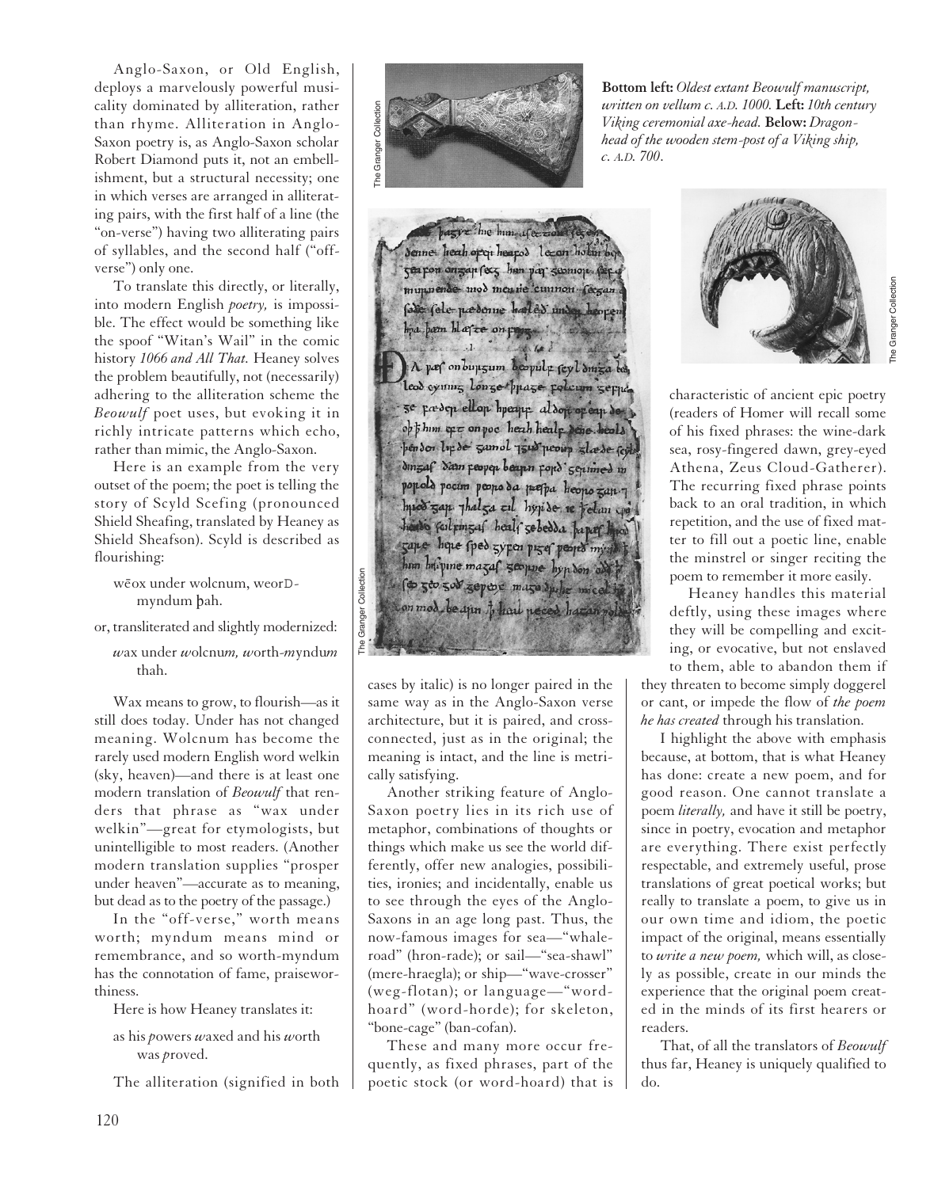Anglo-Saxon, or Old English, deploys a marvelously powerful musicality dominated by alliteration, rather than rhyme. Alliteration in Anglo-Saxon poetry is, as Anglo-Saxon scholar Robert Diamond puts it, not an embellishment, but a structural necessity; one in which verses are arranged in alliterating pairs, with the first half of a line (the "on-verse") having two alliterating pairs of syllables, and the second half ("off-verse") only one.

To translate this directly, or literally, into modern English *poetry,* is impossible. The effect would be something like the spoof "Witan's Wail" in the comic history *1066 and All That.* Heaney solves the problem beautifully, not (necessarily) adhering to the alliteration scheme the *Beowulf* poet uses, but evoking it in richly intricate patterns which echo, rather than mimic, the Anglo-Saxon.

Here is an example from the very outset of the poem; the poet is telling the story of Scyld Scefing (pronounced Shield Sheafing, translated by Heaney as Shield Sheafson). Scyld is described as flourishing:

> wēox under wolcnum, weorÐ-
> myndum þah.

or, transliterated and slightly modernized:

> *w*ax under *w*olcnu*m, w*orth-*m*yndu*m*
> thah.

Wax means to grow, to flourish—as it still does today. Under has not changed meaning. Wolcnum has become the rarely used modern English word welkin (sky, heaven)—and there is at least one modern translation of *Beowulf* that renders that phrase as "wax under welkin"—great for etymologists, but unintelligible to most readers. (Another modern translation supplies "prosper under heaven"—accurate as to meaning, but dead as to the poetry of the passage.)

In the "off-verse," worth means worth; myndum means mind or remembrance, and so worth-myndum has the connotation of fame, praiseworthiness.

Here is how Heaney translates it:

> as his *p*owers *w*axed and his *w*orth
> was *p*roved.

The alliteration (signified in both cases by italic) is no longer paired in the same way as in the Anglo-Saxon verse architecture, but it is paired, and cross-connected, just as in the original; the meaning is intact, and the line is metrically satisfying.

Another striking feature of Anglo-Saxon poetry lies in its rich use of metaphor, combinations of thoughts or things which make us see the world differently, offer new analogies, possibilities, ironies; and incidentally, enable us to see through the eyes of the Anglo-Saxons in an age long past. Thus, the now-famous images for sea—"whale-road" (hron-rade); or sail—"sea-shawl" (mere-hraegla); or ship—"wave-crosser" (weg-flotan); or language—"word-hoard" (word-horde); for skeleton, "bone-cage" (ban-cofan).

These and many more occur frequently, as fixed phrases, part of the poetic stock (or word-hoard) that is characteristic of ancient epic poetry (readers of Homer will recall some of his fixed phrases: the wine-dark sea, rosy-fingered dawn, grey-eyed Athena, Zeus Cloud-Gatherer). The recurring fixed phrase points back to an oral tradition, in which repetition, and the use of fixed matter to fill out a poetic line, enable the minstrel or singer reciting the poem to remember it more easily.

Heaney handles this material deftly, using these images where they will be compelling and exciting, or evocative, but not enslaved to them, able to abandon them if they threaten to become simply doggerel or cant, or impede the flow of *the poem he has created* through his translation.

I highlight the above with emphasis because, at bottom, that is what Heaney has done: create a new poem, and for good reason. One cannot translate a poem *literally,* and have it still be poetry, since in poetry, evocation and metaphor are everything. There exist perfectly respectable, and extremely useful, prose translations of great poetical works; but really to translate a poem, to give us in our own time and idiom, the poetic impact of the original, means essentially to *write a new poem,* which will, as closely as possible, create in our minds the experience that the original poem created in the minds of its first hearers or readers.

That, of all the translators of *Beowulf* thus far, Heaney is uniquely qualified to do.

**Bottom left:** *Oldest extant Beowulf manuscript, written on vellum c. A.D. 1000.* **Left:** *10th century Viking ceremonial axe-head.* **Below:** *Dragon-head of the wooden stem-post of a Viking ship, c. A.D. 700.*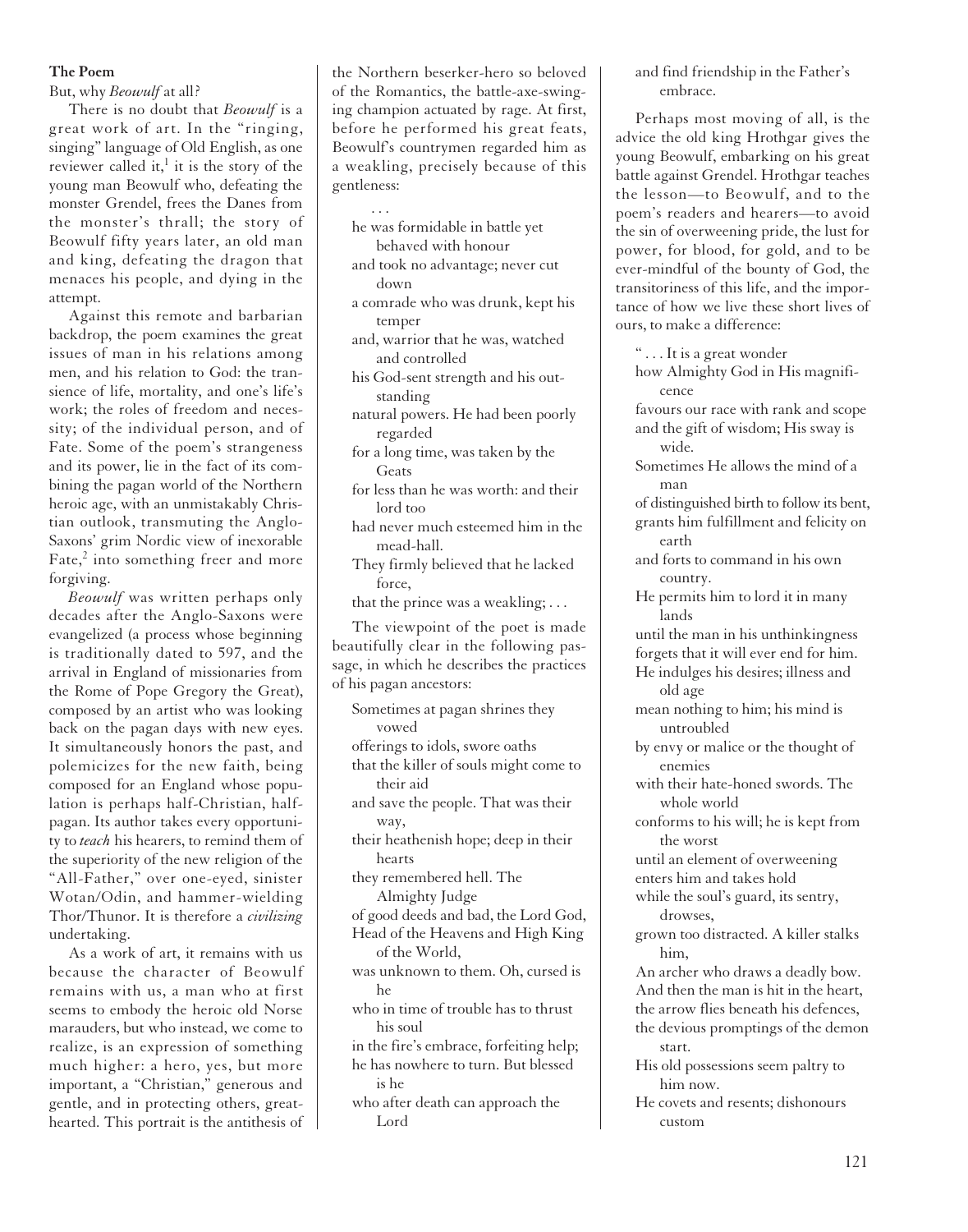**The Poem**

But, why *Beowulf* at all?

There is no doubt that *Beowulf* is a great work of art. In the "ringing, singing" language of Old English, as one reviewer called it,[1] it is the story of the young man Beowulf who, defeating the monster Grendel, frees the Danes from the monster's thrall; the story of Beowulf fifty years later, an old man and king, defeating the dragon that menaces his people, and dying in the attempt.

Against this remote and barbarian backdrop, the poem examines the great issues of man in his relations among men, and his relation to God: the transience of life, mortality, and one's life's work; the roles of freedom and necessity; of the individual person, and of Fate. Some of the poem's strangeness and its power, lie in the fact of its combining the pagan world of the Northern heroic age, with an unmistakably Christian outlook, transmuting the Anglo-Saxons' grim Nordic view of inexorable Fate,[2] into something freer and more forgiving.

*Beowulf* was written perhaps only decades after the Anglo-Saxons were evangelized (a process whose beginning is traditionally dated to 597, and the arrival in England of missionaries from the Rome of Pope Gregory the Great), composed by an artist who was looking back on the pagan days with new eyes. It simultaneously honors the past, and polemicizes for the new faith, being composed for an England whose population is perhaps half-Christian, half-pagan. Its author takes every opportunity to *teach* his hearers, to remind them of the superiority of the new religion of the "All-Father," over one-eyed, sinister Wotan/Odin, and hammer-wielding Thor/Thunor. It is therefore a *civilizing* undertaking.

As a work of art, it remains with us because the character of Beowulf remains with us, a man who at first seems to embody the heroic old Norse marauders, but who instead, we come to realize, is an expression of something much higher: a hero, yes, but more important, a "Christian," generous and gentle, and in protecting others, great-hearted. This portrait is the antithesis of the Northern beserker-hero so beloved of the Romantics, the battle-axe-swinging champion actuated by rage. At first, before he performed his great feats, Beowulf's countrymen regarded him as a weakling, precisely because of this gentleness:

> . . .
> he was formidable in battle yet behaved with honour
> and took no advantage; never cut down
> a comrade who was drunk, kept his temper
> and, warrior that he was, watched and controlled
> his God-sent strength and his outstanding
> natural powers. He had been poorly regarded
> for a long time, was taken by the Geats
> for less than he was worth: and their lord too
> had never much esteemed him in the mead-hall.
> They firmly believed that he lacked force,
> that the prince was a weakling; . . .

The viewpoint of the poet is made beautifully clear in the following passage, in which he describes the practices of his pagan ancestors:

> Sometimes at pagan shrines they vowed
> offerings to idols, swore oaths
> that the killer of souls might come to their aid
> and save the people. That was their way,
> their heathenish hope; deep in their hearts
> they remembered hell. The Almighty Judge
> of good deeds and bad, the Lord God,
> Head of the Heavens and High King of the World,
> was unknown to them. Oh, cursed is he
> who in time of trouble has to thrust his soul
> in the fire's embrace, forfeiting help;
> he has nowhere to turn. But blessed is he
> who after death can approach the Lord
> and find friendship in the Father's embrace.

Perhaps most moving of all, is the advice the old king Hrothgar gives the young Beowulf, embarking on his great battle against Grendel. Hrothgar teaches the lesson—to Beowulf, and to the poem's readers and hearers—to avoid the sin of overweening pride, the lust for power, for blood, for gold, and to be ever-mindful of the bounty of God, the transitoriness of this life, and the importance of how we live these short lives of ours, to make a difference:

> " . . . It is a great wonder
> how Almighty God in His magnificence
> favours our race with rank and scope
> and the gift of wisdom; His sway is wide.
> Sometimes He allows the mind of a man
> of distinguished birth to follow its bent,
> grants him fulfillment and felicity on earth
> and forts to command in his own country.
> He permits him to lord it in many lands
> until the man in his unthinkingness
> forgets that it will ever end for him.
> He indulges his desires; illness and old age
> mean nothing to him; his mind is untroubled
> by envy or malice or the thought of enemies
> with their hate-honed swords. The whole world
> conforms to his will; he is kept from the worst
> until an element of overweening
> enters him and takes hold
> while the soul's guard, its sentry, drowses,
> grown too distracted. A killer stalks him,
> An archer who draws a deadly bow.
> And then the man is hit in the heart,
> the arrow flies beneath his defences,
> the devious promptings of the demon start.
> His old possessions seem paltry to him now.
> He covets and resents; dishonours custom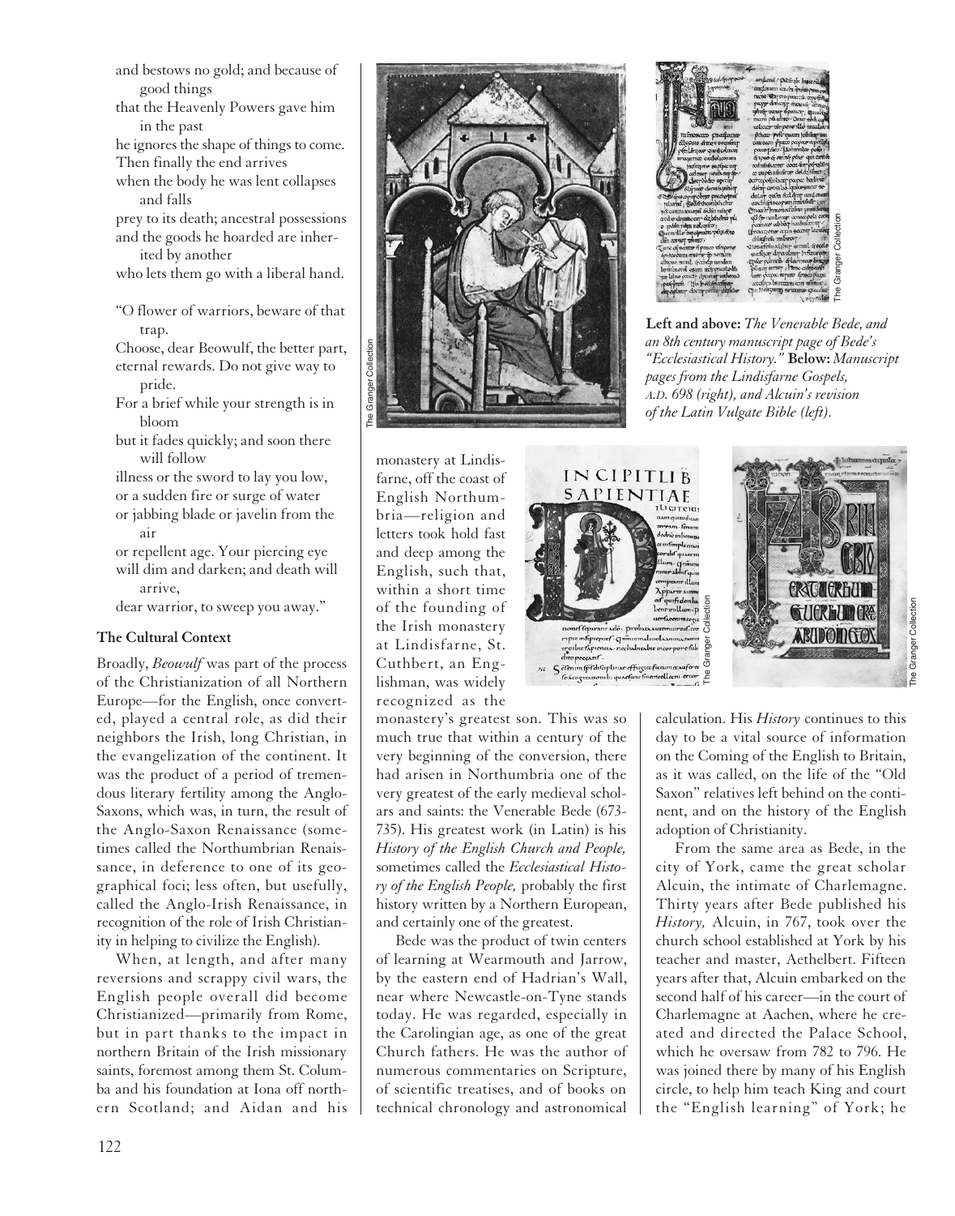and bestows no gold; and because of
    good things
that the Heavenly Powers gave him
    in the past
he ignores the shape of things to come.
Then finally the end arrives
when the body he was lent collapses
    and falls
prey to its death; ancestral possessions
and the goods he hoarded are inher-
    ited by another
who lets them go with a liberal hand.

"O flower of warriors, beware of that
    trap.
Choose, dear Beowulf, the better part,
eternal rewards. Do not give way to
    pride.
For a brief while your strength is in
    bloom
but it fades quickly; and soon there
    will follow
illness or the sword to lay you low,
or a sudden fire or surge of water
or jabbing blade or javelin from the
    air
or repellent age. Your piercing eye
will dim and darken; and death will
    arrive,
dear warrior, to sweep you away."

### The Cultural Context

Broadly, *Beowulf* was part of the process of the Christianization of all Northern Europe—for the English, once converted, played a central role, as did their neighbors the Irish, long Christian, in the evangelization of the continent. It was the product of a period of tremendous literary fertility among the Anglo-Saxons, which was, in turn, the result of the Anglo-Saxon Renaissance (sometimes called the Northumbrian Renaissance, in deference to one of its geographical foci; less often, but usefully, called the Anglo-Irish Renaissance, in recognition of the role of Irish Christianity in helping to civilize the English).

When, at length, and after many reversions and scrappy civil wars, the English people overall did become Christianized—primarily from Rome, but in part thanks to the impact in northern Britain of the Irish missionary saints, foremost among them St. Columba and his foundation at Iona off northern Scotland; and Aidan and his monastery at Lindisfarne, off the coast of English Northumbria—religion and letters took hold fast and deep among the English, such that, within a short time of the founding of the Irish monastery at Lindisfarne, St. Cuthbert, an Englishman, was widely recognized as the monastery's greatest son. This was so much true that within a century of the very beginning of the conversion, there had arisen in Northumbria one of the very greatest of the early medieval scholars and saints: the Venerable Bede (673-735). His greatest work (in Latin) is his *History of the English Church and People,* sometimes called the *Ecclesiastical History of the English People,* probably the first history written by a Northern European, and certainly one of the greatest.

Bede was the product of twin centers of learning at Wearmouth and Jarrow, by the eastern end of Hadrian's Wall, near where Newcastle-on-Tyne stands today. He was regarded, especially in the Carolingian age, as one of the great Church fathers. He was the author of numerous commentaries on Scripture, of scientific treatises, and of books on technical chronology and astronomical calculation. His *History* continues to this day to be a vital source of information on the Coming of the English to Britain, as it was called, on the life of the "Old Saxon" relatives left behind on the continent, and on the history of the English adoption of Christianity.

From the same area as Bede, in the city of York, came the great scholar Alcuin, the intimate of Charlemagne. Thirty years after Bede published his *History,* Alcuin, in 767, took over the church school established at York by his teacher and master, Aethelbert. Fifteen years after that, Alcuin embarked on the second half of his career—in the court of Charlemagne at Aachen, where he created and directed the Palace School, which he oversaw from 782 to 796. He was joined there by many of his English circle, to help him teach King and court the "English learning" of York; he

**Left and above:** *The Venerable Bede, and an 8th century manuscript page of Bede's "Ecclesiastical History."* **Below:** *Manuscript pages from the Lindisfarne Gospels, A.D. 698 (right), and Alcuin's revision of the Latin Vulgate Bible (left).*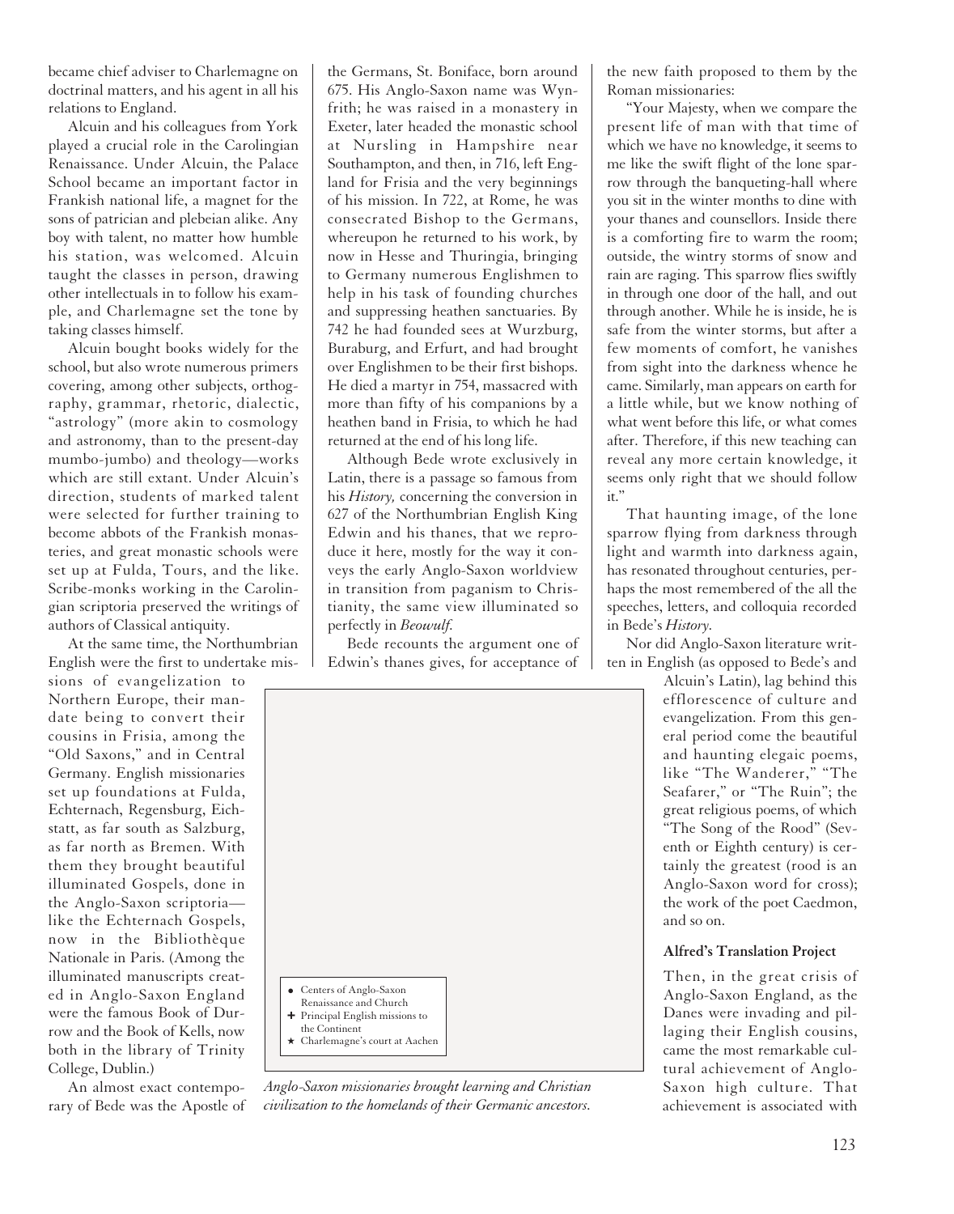became chief adviser to Charlemagne on doctrinal matters, and his agent in all his relations to England.

Alcuin and his colleagues from York played a crucial role in the Carolingian Renaissance. Under Alcuin, the Palace School became an important factor in Frankish national life, a magnet for the sons of patrician and plebeian alike. Any boy with talent, no matter how humble his station, was welcomed. Alcuin taught the classes in person, drawing other intellectuals in to follow his example, and Charlemagne set the tone by taking classes himself.

Alcuin bought books widely for the school, but also wrote numerous primers covering, among other subjects, orthography, grammar, rhetoric, dialectic, "astrology" (more akin to cosmology and astronomy, than to the present-day mumbo-jumbo) and theology—works which are still extant. Under Alcuin's direction, students of marked talent were selected for further training to become abbots of the Frankish monasteries, and great monastic schools were set up at Fulda, Tours, and the like. Scribe-monks working in the Carolingian scriptoria preserved the writings of authors of Classical antiquity.

At the same time, the Northumbrian English were the first to undertake missions of evangelization to Northern Europe, their mandate being to convert their cousins in Frisia, among the "Old Saxons," and in Central Germany. English missionaries set up foundations at Fulda, Echternach, Regensburg, Eichstatt, as far south as Salzburg, as far north as Bremen. With them they brought beautiful illuminated Gospels, done in the Anglo-Saxon scriptoria—like the Echternach Gospels, now in the Bibliothèque Nationale in Paris. (Among the illuminated manuscripts created in Anglo-Saxon England were the famous Book of Durrow and the Book of Kells, now both in the library of Trinity College, Dublin.)

An almost exact contemporary of Bede was the Apostle of the Germans, St. Boniface, born around 675. His Anglo-Saxon name was Wynfrith; he was raised in a monastery in Exeter, later headed the monastic school at Nursling in Hampshire near Southampton, and then, in 716, left England for Frisia and the very beginnings of his mission. In 722, at Rome, he was consecrated Bishop to the Germans, whereupon he returned to his work, by now in Hesse and Thuringia, bringing to Germany numerous Englishmen to help in his task of founding churches and suppressing heathen sanctuaries. By 742 he had founded sees at Wurzburg, Buraburg, and Erfurt, and had brought over Englishmen to be their first bishops. He died a martyr in 754, massacred with more than fifty of his companions by a heathen band in Frisia, to which he had returned at the end of his long life.

Although Bede wrote exclusively in Latin, there is a passage so famous from his *History,* concerning the conversion in 627 of the Northumbrian English King Edwin and his thanes, that we reproduce it here, mostly for the way it conveys the early Anglo-Saxon worldview in transition from paganism to Christianity, the same view illuminated so perfectly in *Beowulf.*

Bede recounts the argument one of Edwin's thanes gives, for acceptance of the new faith proposed to them by the Roman missionaries:

"Your Majesty, when we compare the present life of man with that time of which we have no knowledge, it seems to me like the swift flight of the lone sparrow through the banqueting-hall where you sit in the winter months to dine with your thanes and counsellors. Inside there is a comforting fire to warm the room; outside, the wintry storms of snow and rain are raging. This sparrow flies swiftly in through one door of the hall, and out through another. While he is inside, he is safe from the winter storms, but after a few moments of comfort, he vanishes from sight into the darkness whence he came. Similarly, man appears on earth for a little while, but we know nothing of what went before this life, or what comes after. Therefore, if this new teaching can reveal any more certain knowledge, it seems only right that we should follow it."

That haunting image, of the lone sparrow flying from darkness through light and warmth into darkness again, has resonated throughout centuries, perhaps the most remembered of the all the speeches, letters, and colloquia recorded in Bede's *History.*

Nor did Anglo-Saxon literature written in English (as opposed to Bede's and Alcuin's Latin), lag behind this efflorescence of culture and evangelization. From this general period come the beautiful and haunting elegaic poems, like "The Wanderer," "The Seafarer," or "The Ruin"; the great religious poems, of which "The Song of the Rood" (Seventh or Eighth century) is certainly the greatest (rood is an Anglo-Saxon word for cross); the work of the poet Caedmon, and so on.

- ● Centers of Anglo-Saxon Renaissance and Church
- ✚ Principal English missions to the Continent
- ★ Charlemagne's court at Aachen

*Anglo-Saxon missionaries brought learning and Christian civilization to the homelands of their Germanic ancestors.*

### Alfred's Translation Project

Then, in the great crisis of Anglo-Saxon England, as the Danes were invading and pillaging their English cousins, came the most remarkable cultural achievement of Anglo-Saxon high culture. That achievement is associated with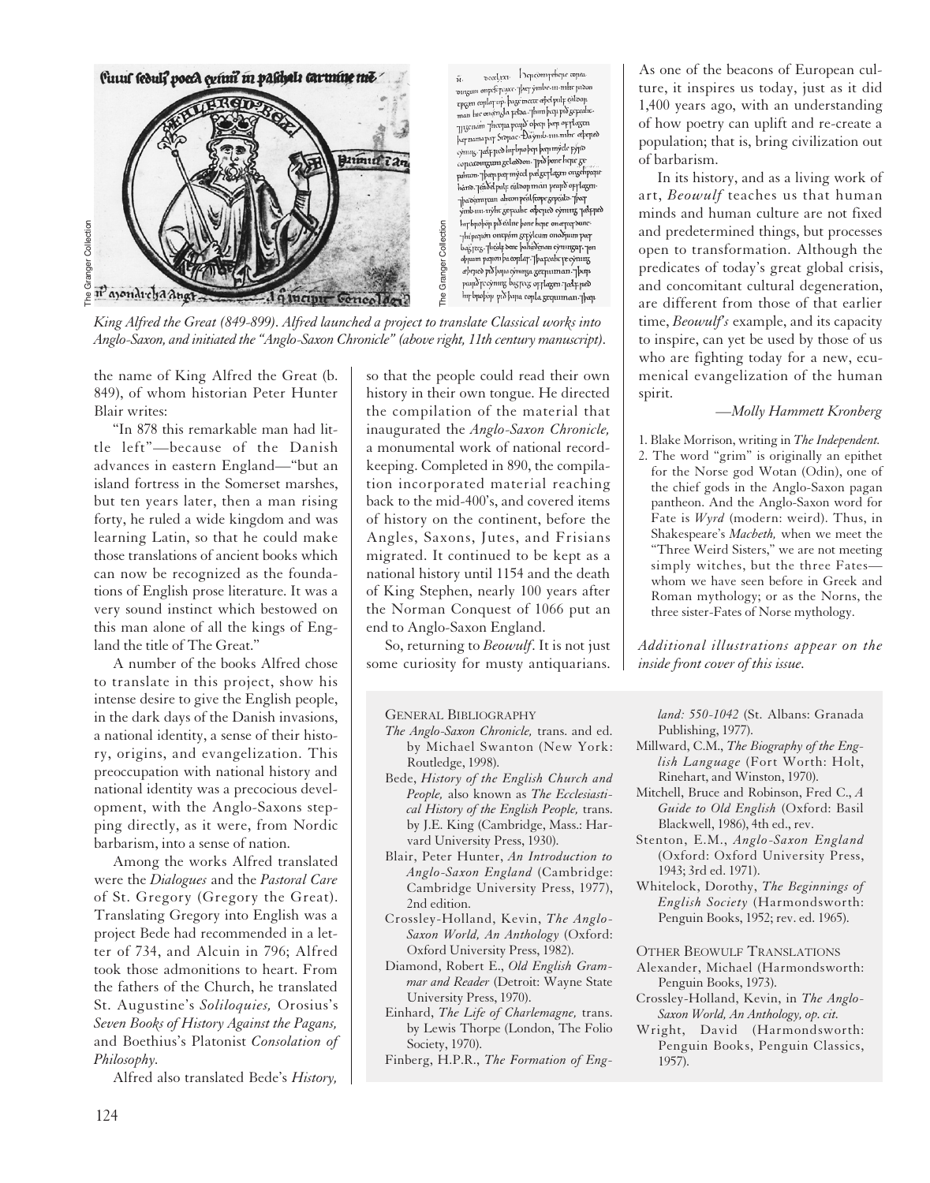*King Alfred the Great (849-899). Alfred launched a project to translate Classical works into Anglo-Saxon, and initiated the "Anglo-Saxon Chronicle" (above right, 11th century manuscript).*

the name of King Alfred the Great (b. 849), of whom historian Peter Hunter Blair writes:

"In 878 this remarkable man had little left"—because of the Danish advances in eastern England—"but an island fortress in the Somerset marshes, but ten years later, then a man rising forty, he ruled a wide kingdom and was learning Latin, so that he could make those translations of ancient books which can now be recognized as the foundations of English prose literature. It was a very sound instinct which bestowed on this man alone of all the kings of England the title of The Great."

A number of the books Alfred chose to translate in this project, show his intense desire to give the English people, in the dark days of the Danish invasions, a national identity, a sense of their history, origins, and evangelization. This preoccupation with national history and national identity was a precocious development, with the Anglo-Saxons stepping directly, as it were, from Nordic barbarism, into a sense of nation.

Among the works Alfred translated were the *Dialogues* and the *Pastoral Care* of St. Gregory (Gregory the Great). Translating Gregory into English was a project Bede had recommended in a letter of 734, and Alcuin in 796; Alfred took those admonitions to heart. From the fathers of the Church, he translated St. Augustine's *Soliloquies,* Orosius's *Seven Books of History Against the Pagans,* and Boethius's Platonist *Consolation of Philosophy.*

Alfred also translated Bede's *History,* so that the people could read their own history in their own tongue. He directed the compilation of the material that inaugurated the *Anglo-Saxon Chronicle,* a monumental work of national record-keeping. Completed in 890, the compilation incorporated material reaching back to the mid-400's, and covered items of history on the continent, before the Angles, Saxons, Jutes, and Frisians migrated. It continued to be kept as a national history until 1154 and the death of King Stephen, nearly 100 years after the Norman Conquest of 1066 put an end to Anglo-Saxon England.

So, returning to *Beowulf*. It is not just some curiosity for musty antiquarians. As one of the beacons of European culture, it inspires us today, just as it did 1,400 years ago, with an understanding of how poetry can uplift and re-create a population; that is, bring civilization out of barbarism.

In its history, and as a living work of art, *Beowulf* teaches us that human minds and human culture are not fixed and predetermined things, but processes open to transformation. Although the predicates of today's great global crisis, and concomitant cultural degeneration, are different from those of that earlier time, *Beowulf's* example, and its capacity to inspire, can yet be used by those of us who are fighting today for a new, ecumenical evangelization of the human spirit.

—*Molly Hammett Kronberg*

1. Blake Morrison, writing in *The Independent.*
2. The word "grim" is originally an epithet for the Norse god Wotan (Odin), one of the chief gods in the Anglo-Saxon pagan pantheon. And the Anglo-Saxon word for Fate is *Wyrd* (modern: weird). Thus, in Shakespeare's *Macbeth,* when we meet the "Three Weird Sisters," we are not meeting simply witches, but the three Fates—whom we have seen before in Greek and Roman mythology; or as the Norns, the three sister-Fates of Norse mythology.

*Additional illustrations appear on the inside front cover of this issue.*

GENERAL BIBLIOGRAPHY

- *The Anglo-Saxon Chronicle,* trans. and ed. by Michael Swanton (New York: Routledge, 1998).
- Bede, *History of the English Church and People,* also known as *The Ecclesiastical History of the English People,* trans. by J.E. King (Cambridge, Mass.: Harvard University Press, 1930).
- Blair, Peter Hunter, *An Introduction to Anglo-Saxon England* (Cambridge: Cambridge University Press, 1977), 2nd edition.
- Crossley-Holland, Kevin, *The Anglo-Saxon World, An Anthology* (Oxford: Oxford University Press, 1982).
- Diamond, Robert E., *Old English Grammar and Reader* (Detroit: Wayne State University Press, 1970).
- Einhard, *The Life of Charlemagne,* trans. by Lewis Thorpe (London, The Folio Society, 1970).
- Finberg, H.P.R., *The Formation of England: 550-1042* (St. Albans: Granada Publishing, 1977).
- Millward, C.M., *The Biography of the English Language* (Fort Worth: Holt, Rinehart, and Winston, 1970).
- Mitchell, Bruce and Robinson, Fred C., *A Guide to Old English* (Oxford: Basil Blackwell, 1986), 4th ed., rev.
- Stenton, E.M., *Anglo-Saxon England* (Oxford: Oxford University Press, 1943; 3rd ed. 1971).
- Whitelock, Dorothy, *The Beginnings of English Society* (Harmondsworth: Penguin Books, 1952; rev. ed. 1965).

OTHER BEOWULF TRANSLATIONS

- Alexander, Michael (Harmondsworth: Penguin Books, 1973).
- Crossley-Holland, Kevin, in *The Anglo-Saxon World, An Anthology, op. cit.*
- Wright, David (Harmondsworth: Penguin Books, Penguin Classics, 1957).